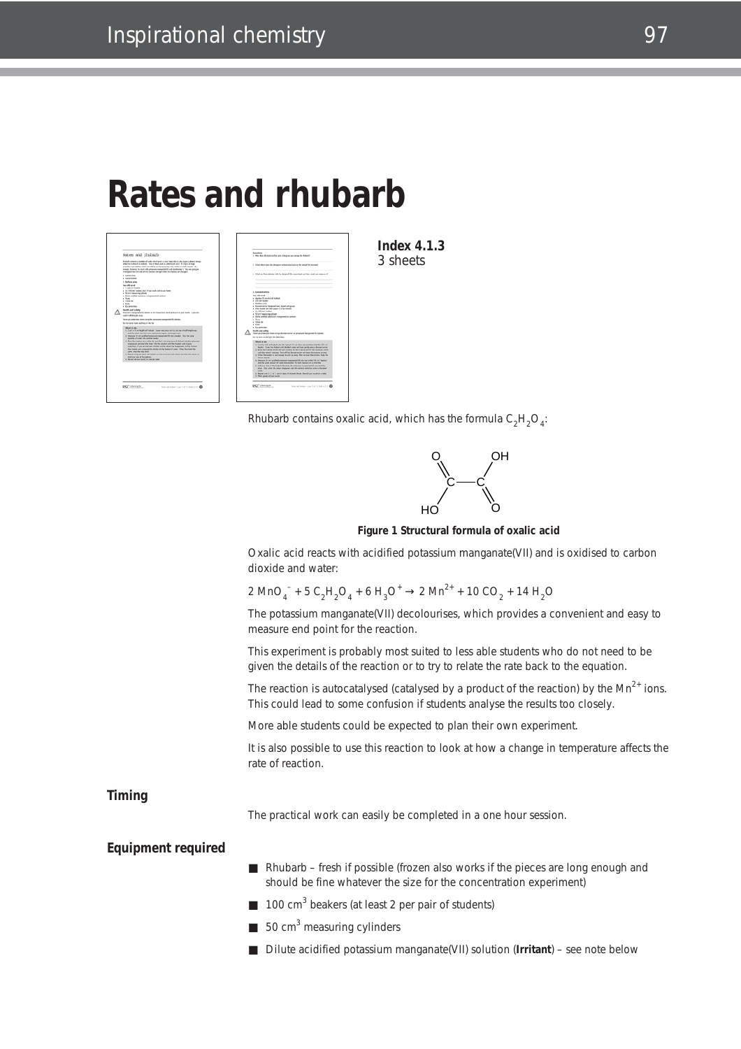# Rates and rhubarb

**Index 4.1.3**
3 sheets

Rhubarb contains oxalic acid, which has the formula $C_2H_2O_4$:

**Figure 1 Structural formula of oxalic acid**

Oxalic acid reacts with acidified potassium manganate(VII) and is oxidised to carbon dioxide and water:

$$2\ MnO_4^- + 5\ C_2H_2O_4 + 6\ H_3O^+ \rightarrow 2\ Mn^{2+} + 10\ CO_2 + 14\ H_2O$$

The potassium manganate(VII) decolourises, which provides a convenient and easy to measure end point for the reaction.

This experiment is probably most suited to less able students who do not need to be given the details of the reaction or to try to relate the rate back to the equation.

The reaction is autocatalysed (catalysed by a product of the reaction) by the $Mn^{2+}$ ions. This could lead to some confusion if students analyse the results too closely.

More able students could be expected to plan their own experiment.

It is also possible to use this reaction to look at how a change in temperature affects the rate of reaction.

## Timing

The practical work can easily be completed in a one hour session.

## Equipment required

- Rhubarb – fresh if possible (frozen also works if the pieces are long enough and should be fine whatever the size for the concentration experiment)
- 100 $cm^3$ beakers (at least 2 per pair of students)
- 50 $cm^3$ measuring cylinders
- Dilute acidified potassium manganate(VII) solution (**Irritant**) – see note below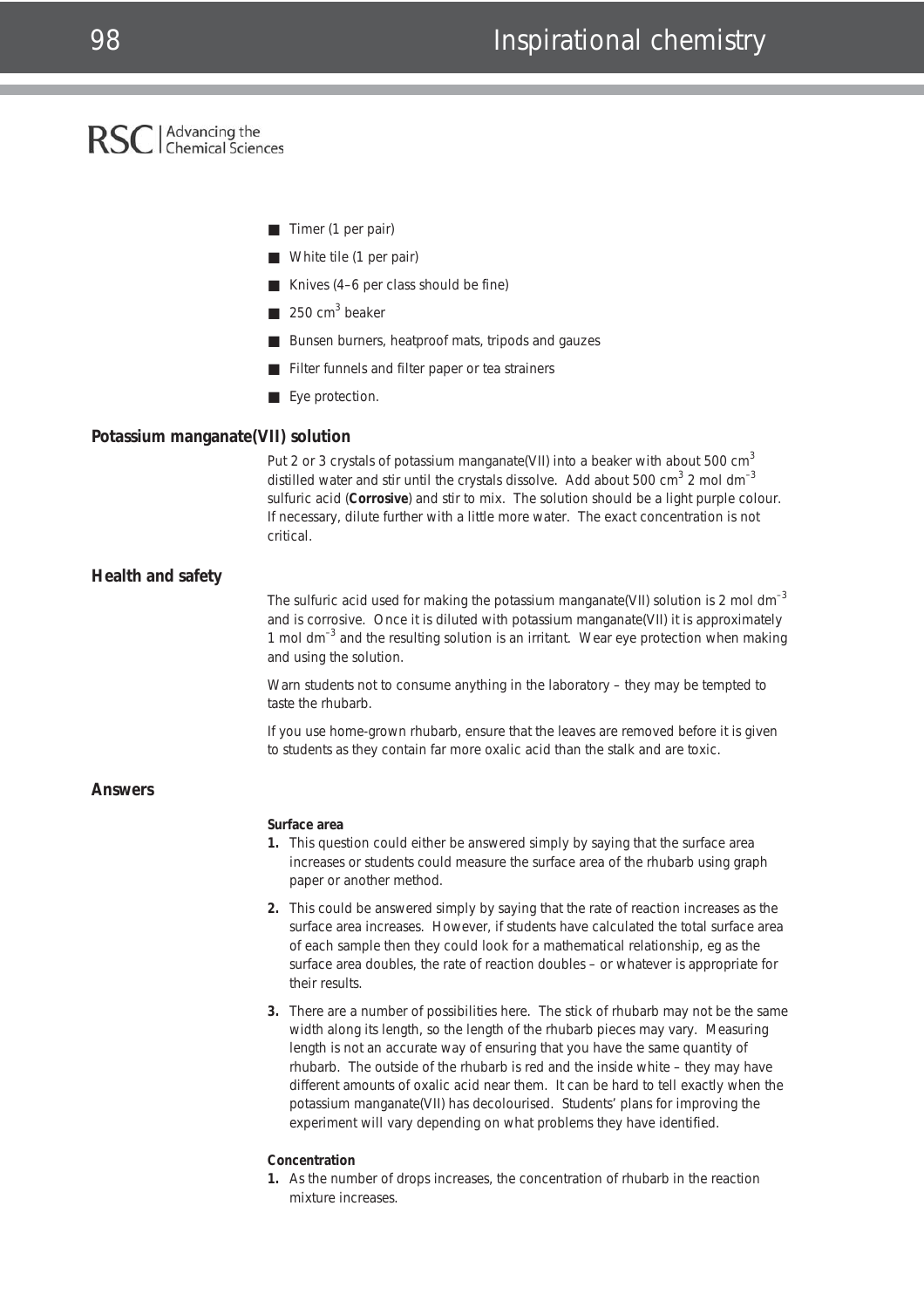- Timer (1 per pair)
- White tile (1 per pair)
- Knives (4–6 per class should be fine)
- 250 $cm^3$ beaker
- Bunsen burners, heatproof mats, tripods and gauzes
- Filter funnels and filter paper or tea strainers
- Eye protection.

## Potassium manganate(VII) solution

Put 2 or 3 crystals of potassium manganate(VII) into a beaker with about 500 $cm^3$ distilled water and stir until the crystals dissolve. Add about 500 $cm^3$ 2 mol $dm^{-3}$ sulfuric acid (**Corrosive**) and stir to mix. The solution should be a light purple colour. If necessary, dilute further with a little more water. The exact concentration is not critical.

## Health and safety

The sulfuric acid used for making the potassium manganate(VII) solution is 2 mol $dm^{-3}$ and is corrosive. Once it is diluted with potassium manganate(VII) it is approximately 1 mol $dm^{-3}$ and the resulting solution is an irritant. Wear eye protection when making and using the solution.

Warn students not to consume anything in the laboratory – they may be tempted to taste the rhubarb.

If you use home-grown rhubarb, ensure that the leaves are removed before it is given to students as they contain far more oxalic acid than the stalk and are toxic.

## Answers

**Surface area**

1. This question could either be answered simply by saying that the surface area increases or students could measure the surface area of the rhubarb using graph paper or another method.
2. This could be answered simply by saying that the rate of reaction increases as the surface area increases. However, if students have calculated the total surface area of each sample then they could look for a mathematical relationship, eg as the surface area doubles, the rate of reaction doubles – or whatever is appropriate for their results.
3. There are a number of possibilities here. The stick of rhubarb may not be the same width along its length, so the length of the rhubarb pieces may vary. Measuring length is not an accurate way of ensuring that you have the same quantity of rhubarb. The outside of the rhubarb is red and the inside white – they may have different amounts of oxalic acid near them. It can be hard to tell exactly when the potassium manganate(VII) has decolourised. Students' plans for improving the experiment will vary depending on what problems they have identified.

**Concentration**

1. As the number of drops increases, the concentration of rhubarb in the reaction mixture increases.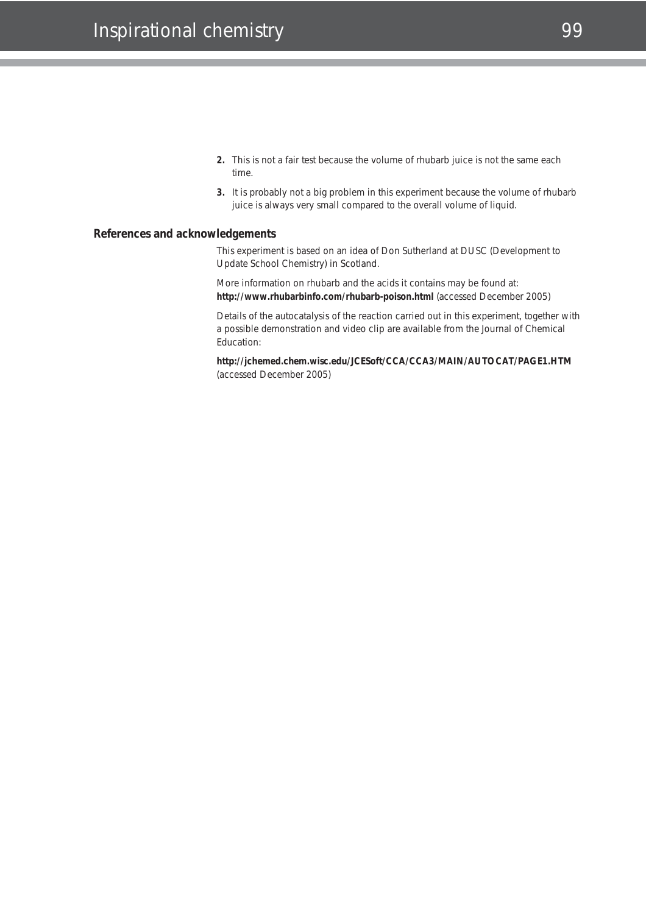2. This is not a fair test because the volume of rhubarb juice is not the same each time.

3. It is probably not a big problem in this experiment because the volume of rhubarb juice is always very small compared to the overall volume of liquid.

## References and acknowledgements

This experiment is based on an idea of Don Sutherland at DUSC (Development to Update School Chemistry) in Scotland.

More information on rhubarb and the acids it contains may be found at: **http://www.rhubarbinfo.com/rhubarb-poison.html** (accessed December 2005)

Details of the autocatalysis of the reaction carried out in this experiment, together with a possible demonstration and video clip are available from the Journal of Chemical Education:

**http://jchemed.chem.wisc.edu/JCESoft/CCA/CCA3/MAIN/AUTOCAT/PAGE1.HTM** (accessed December 2005)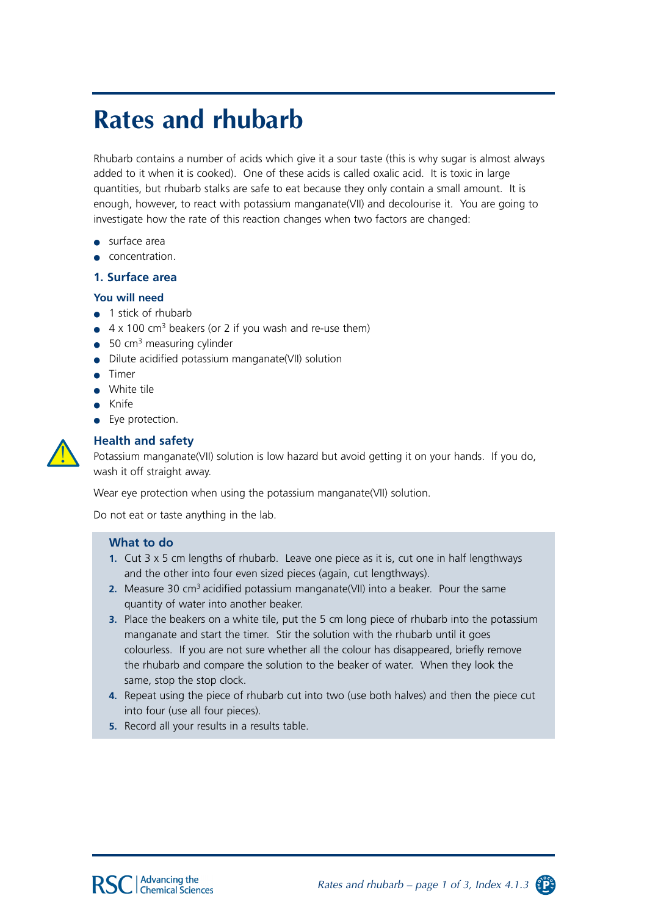# Rates and rhubarb

Rhubarb contains a number of acids which give it a sour taste (this is why sugar is almost always added to it when it is cooked). One of these acids is called oxalic acid. It is toxic in large quantities, but rhubarb stalks are safe to eat because they only contain a small amount. It is enough, however, to react with potassium manganate(VII) and decolourise it. You are going to investigate how the rate of this reaction changes when two factors are changed:

- surface area
- concentration.

## 1. Surface area

### You will need

- 1 stick of rhubarb
- 4 x 100 $cm^3$ beakers (or 2 if you wash and re-use them)
- 50 $cm^3$ measuring cylinder
- Dilute acidified potassium manganate(VII) solution
- Timer
- White tile
- Knife
- Eye protection.

### Health and safety

Potassium manganate(VII) solution is low hazard but avoid getting it on your hands. If you do, wash it off straight away.

Wear eye protection when using the potassium manganate(VII) solution.

Do not eat or taste anything in the lab.

### What to do

1. Cut 3 x 5 cm lengths of rhubarb. Leave one piece as it is, cut one in half lengthways and the other into four even sized pieces (again, cut lengthways).
2. Measure 30 $cm^3$ acidified potassium manganate(VII) into a beaker. Pour the same quantity of water into another beaker.
3. Place the beakers on a white tile, put the 5 cm long piece of rhubarb into the potassium manganate and start the timer. Stir the solution with the rhubarb until it goes colourless. If you are not sure whether all the colour has disappeared, briefly remove the rhubarb and compare the solution to the beaker of water. When they look the same, stop the stop clock.
4. Repeat using the piece of rhubarb cut into two (use both halves) and then the piece cut into four (use all four pieces).
5. Record all your results in a results table.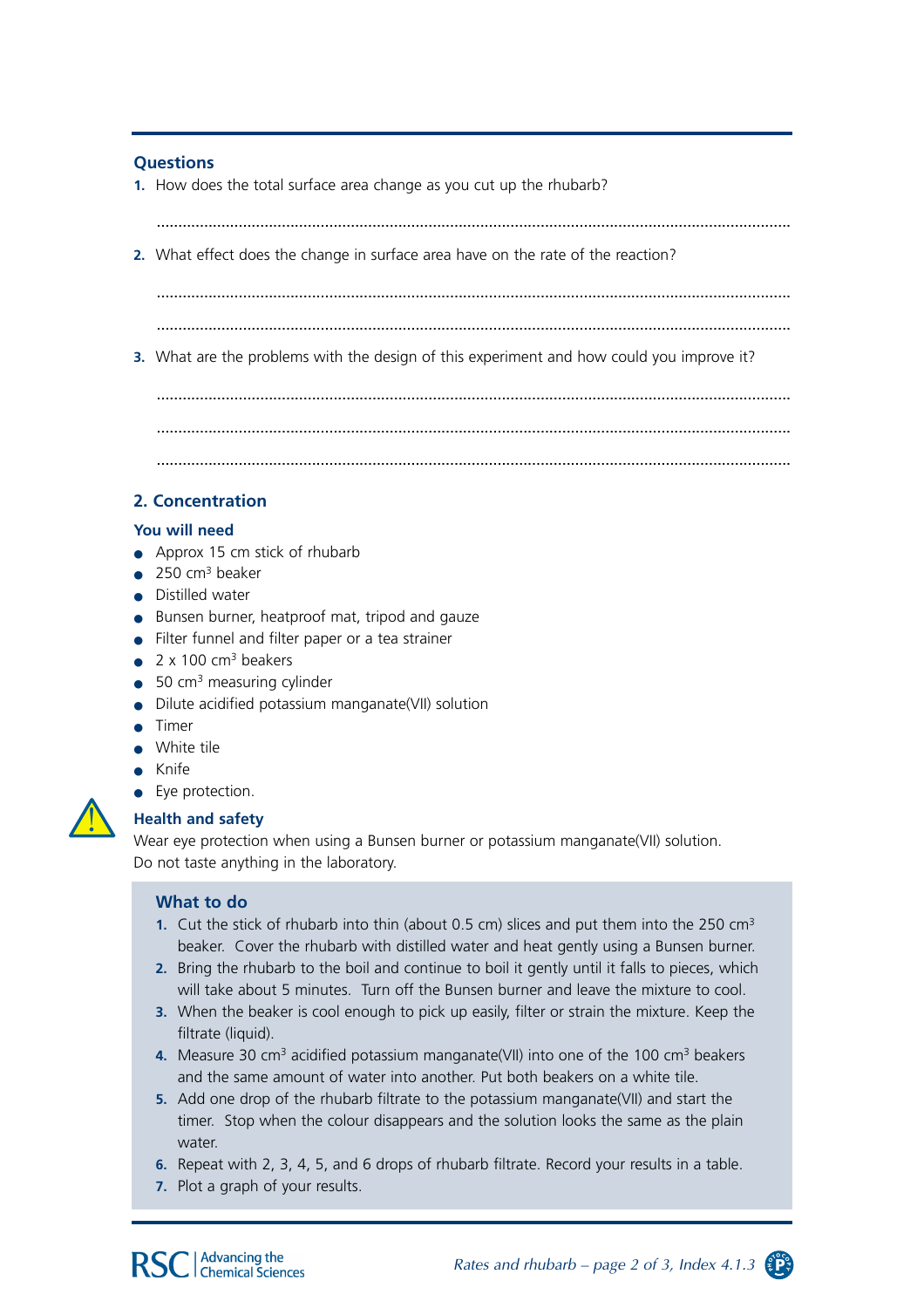### Questions

1. How does the total surface area change as you cut up the rhubarb?

   ..........................................................................................................................................

2. What effect does the change in surface area have on the rate of the reaction?

   ..........................................................................................................................................

   ..........................................................................................................................................

3. What are the problems with the design of this experiment and how could you improve it?

   ..........................................................................................................................................

   ..........................................................................................................................................

   ..........................................................................................................................................

## 2. Concentration

### You will need

- Approx 15 cm stick of rhubarb
- 250 $cm^3$ beaker
- Distilled water
- Bunsen burner, heatproof mat, tripod and gauze
- Filter funnel and filter paper or a tea strainer
- 2 x 100 $cm^3$ beakers
- 50 $cm^3$ measuring cylinder
- Dilute acidified potassium manganate(VII) solution
- Timer
- White tile
- Knife
- Eye protection.

### Health and safety

Wear eye protection when using a Bunsen burner or potassium manganate(VII) solution.
Do not taste anything in the laboratory.

### What to do

1. Cut the stick of rhubarb into thin (about 0.5 cm) slices and put them into the 250 $cm^3$ beaker. Cover the rhubarb with distilled water and heat gently using a Bunsen burner.
2. Bring the rhubarb to the boil and continue to boil it gently until it falls to pieces, which will take about 5 minutes. Turn off the Bunsen burner and leave the mixture to cool.
3. When the beaker is cool enough to pick up easily, filter or strain the mixture. Keep the filtrate (liquid).
4. Measure 30 $cm^3$ acidified potassium manganate(VII) into one of the 100 $cm^3$ beakers and the same amount of water into another. Put both beakers on a white tile.
5. Add one drop of the rhubarb filtrate to the potassium manganate(VII) and start the timer. Stop when the colour disappears and the solution looks the same as the plain water.
6. Repeat with 2, 3, 4, 5, and 6 drops of rhubarb filtrate. Record your results in a table.
7. Plot a graph of your results.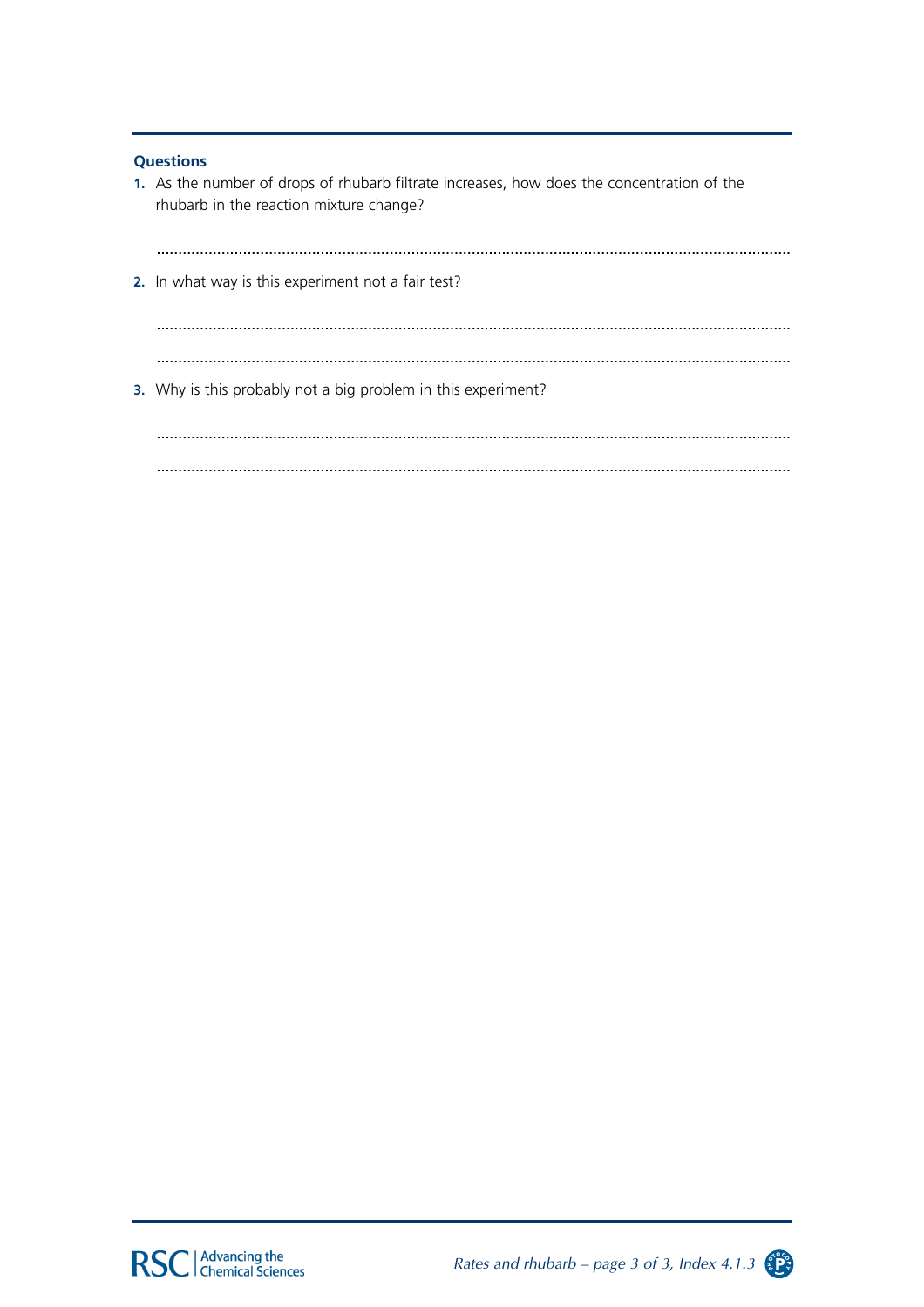### Questions

1. As the number of drops of rhubarb filtrate increases, how does the concentration of the rhubarb in the reaction mixture change?

   ..................................................................................................................................................

2. In what way is this experiment not a fair test?

   ..................................................................................................................................................

   ..................................................................................................................................................

3. Why is this probably not a big problem in this experiment?

   ..................................................................................................................................................

   ..................................................................................................................................................